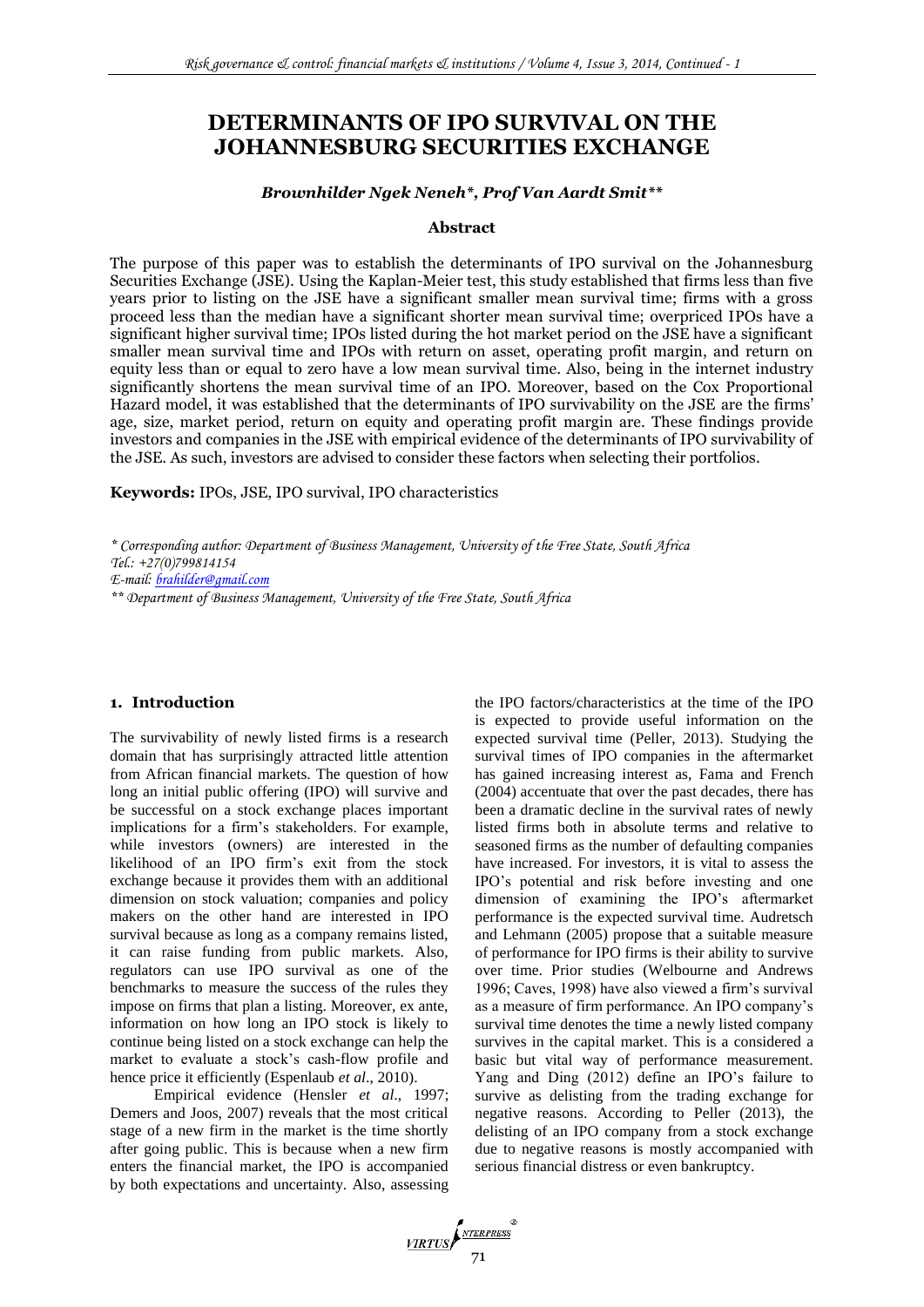# DETERMINANTS OF IPO SURVIVAL ON THE JOHANNESBURG SECURITIES EXCHANGE

***Brownhilder Ngek Neneh\*, Prof Van Aardt Smit\*\****

### Abstract

The purpose of this paper was to establish the determinants of IPO survival on the Johannesburg Securities Exchange (JSE). Using the Kaplan-Meier test, this study established that firms less than five years prior to listing on the JSE have a significant smaller mean survival time; firms with a gross proceed less than the median have a significant shorter mean survival time; overpriced IPOs have a significant higher survival time; IPOs listed during the hot market period on the JSE have a significant smaller mean survival time and IPOs with return on asset, operating profit margin, and return on equity less than or equal to zero have a low mean survival time. Also, being in the internet industry significantly shortens the mean survival time of an IPO. Moreover, based on the Cox Proportional Hazard model, it was established that the determinants of IPO survivability on the JSE are the firms' age, size, market period, return on equity and operating profit margin are. These findings provide investors and companies in the JSE with empirical evidence of the determinants of IPO survivability of the JSE. As such, investors are advised to consider these factors when selecting their portfolios.

**Keywords:** IPOs, JSE, IPO survival, IPO characteristics

*\* Corresponding author: Department of Business Management, University of the Free State, South Africa*
*Tel.: +27(0)799814154*
*E-mail: brahilder@gmail.com*
*\*\* Department of Business Management, University of the Free State, South Africa*

## 1. Introduction

The survivability of newly listed firms is a research domain that has surprisingly attracted little attention from African financial markets. The question of how long an initial public offering (IPO) will survive and be successful on a stock exchange places important implications for a firm's stakeholders. For example, while investors (owners) are interested in the likelihood of an IPO firm's exit from the stock exchange because it provides them with an additional dimension on stock valuation; companies and policy makers on the other hand are interested in IPO survival because as long as a company remains listed, it can raise funding from public markets. Also, regulators can use IPO survival as one of the benchmarks to measure the success of the rules they impose on firms that plan a listing. Moreover, ex ante, information on how long an IPO stock is likely to continue being listed on a stock exchange can help the market to evaluate a stock's cash-flow profile and hence price it efficiently (Espenlaub *et al*., 2010).

Empirical evidence (Hensler *et al*., 1997; Demers and Joos, 2007) reveals that the most critical stage of a new firm in the market is the time shortly after going public. This is because when a new firm enters the financial market, the IPO is accompanied by both expectations and uncertainty. Also, assessing the IPO factors/characteristics at the time of the IPO is expected to provide useful information on the expected survival time (Peller, 2013). Studying the survival times of IPO companies in the aftermarket has gained increasing interest as, Fama and French (2004) accentuate that over the past decades, there has been a dramatic decline in the survival rates of newly listed firms both in absolute terms and relative to seasoned firms as the number of defaulting companies have increased. For investors, it is vital to assess the IPO's potential and risk before investing and one dimension of examining the IPO's aftermarket performance is the expected survival time. Audretsch and Lehmann (2005) propose that a suitable measure of performance for IPO firms is their ability to survive over time. Prior studies (Welbourne and Andrews 1996; Caves, 1998) have also viewed a firm's survival as a measure of firm performance. An IPO company's survival time denotes the time a newly listed company survives in the capital market. This is a considered a basic but vital way of performance measurement. Yang and Ding (2012) define an IPO's failure to survive as delisting from the trading exchange for negative reasons. According to Peller (2013), the delisting of an IPO company from a stock exchange due to negative reasons is mostly accompanied with serious financial distress or even bankruptcy.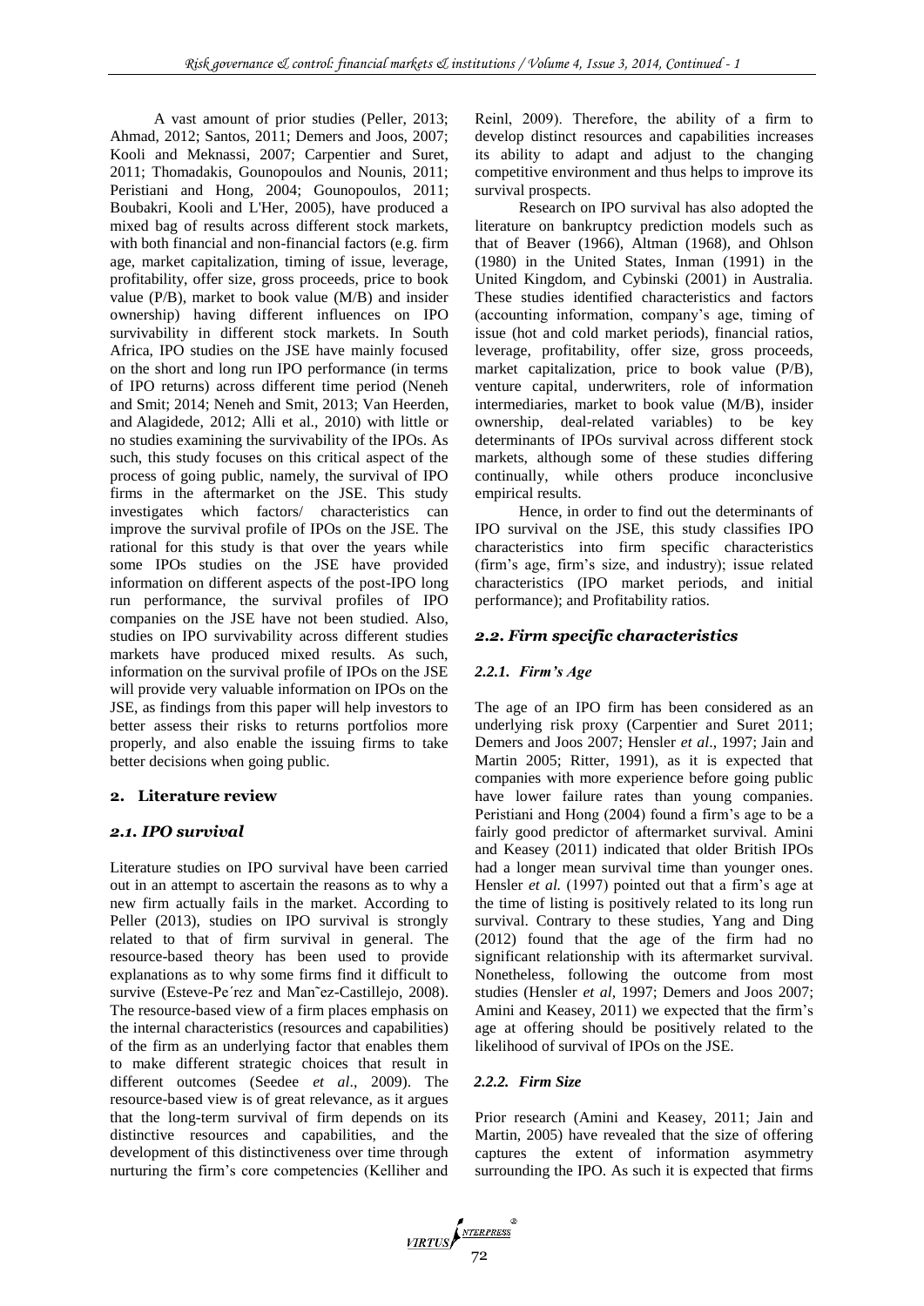A vast amount of prior studies (Peller, 2013; Ahmad, 2012; Santos, 2011; Demers and Joos, 2007; Kooli and Meknassi, 2007; Carpentier and Suret, 2011; Thomadakis, Gounopoulos and Nounis, 2011; Peristiani and Hong, 2004; Gounopoulos, 2011; Boubakri, Kooli and L'Her, 2005), have produced a mixed bag of results across different stock markets, with both financial and non-financial factors (e.g. firm age, market capitalization, timing of issue, leverage, profitability, offer size, gross proceeds, price to book value (P/B), market to book value (M/B) and insider ownership) having different influences on IPO survivability in different stock markets. In South Africa, IPO studies on the JSE have mainly focused on the short and long run IPO performance (in terms of IPO returns) across different time period (Neneh and Smit; 2014; Neneh and Smit, 2013; Van Heerden, and Alagidede, 2012; Alli et al., 2010) with little or no studies examining the survivability of the IPOs. As such, this study focuses on this critical aspect of the process of going public, namely, the survival of IPO firms in the aftermarket on the JSE. This study investigates which factors/ characteristics can improve the survival profile of IPOs on the JSE. The rational for this study is that over the years while some IPOs studies on the JSE have provided information on different aspects of the post-IPO long run performance, the survival profiles of IPO companies on the JSE have not been studied. Also, studies on IPO survivability across different studies markets have produced mixed results. As such, information on the survival profile of IPOs on the JSE will provide very valuable information on IPOs on the JSE, as findings from this paper will help investors to better assess their risks to returns portfolios more properly, and also enable the issuing firms to take better decisions when going public.

## 2. Literature review

### 2.1. IPO survival

Literature studies on IPO survival have been carried out in an attempt to ascertain the reasons as to why a new firm actually fails in the market. According to Peller (2013), studies on IPO survival is strongly related to that of firm survival in general. The resource-based theory has been used to provide explanations as to why some firms find it difficult to survive (Esteve-Pe´rez and Man˜ez-Castillejo, 2008). The resource-based view of a firm places emphasis on the internal characteristics (resources and capabilities) of the firm as an underlying factor that enables them to make different strategic choices that result in different outcomes (Seedee *et al*., 2009). The resource-based view is of great relevance, as it argues that the long-term survival of firm depends on its distinctive resources and capabilities, and the development of this distinctiveness over time through nurturing the firm's core competencies (Kelliher and Reinl, 2009). Therefore, the ability of a firm to develop distinct resources and capabilities increases its ability to adapt and adjust to the changing competitive environment and thus helps to improve its survival prospects.

Research on IPO survival has also adopted the literature on bankruptcy prediction models such as that of Beaver (1966), Altman (1968), and Ohlson (1980) in the United States, Inman (1991) in the United Kingdom, and Cybinski (2001) in Australia. These studies identified characteristics and factors (accounting information, company's age, timing of issue (hot and cold market periods), financial ratios, leverage, profitability, offer size, gross proceeds, market capitalization, price to book value (P/B), venture capital, underwriters, role of information intermediaries, market to book value (M/B), insider ownership, deal-related variables) to be key determinants of IPOs survival across different stock markets, although some of these studies differing continually, while others produce inconclusive empirical results.

Hence, in order to find out the determinants of IPO survival on the JSE, this study classifies IPO characteristics into firm specific characteristics (firm's age, firm's size, and industry); issue related characteristics (IPO market periods, and initial performance); and Profitability ratios.

### 2.2. Firm specific characteristics

#### 2.2.1. Firm's Age

The age of an IPO firm has been considered as an underlying risk proxy (Carpentier and Suret 2011; Demers and Joos 2007; Hensler *et al*., 1997; Jain and Martin 2005; Ritter, 1991), as it is expected that companies with more experience before going public have lower failure rates than young companies. Peristiani and Hong (2004) found a firm's age to be a fairly good predictor of aftermarket survival. Amini and Keasey (2011) indicated that older British IPOs had a longer mean survival time than younger ones. Hensler *et al.* (1997) pointed out that a firm's age at the time of listing is positively related to its long run survival. Contrary to these studies, Yang and Ding (2012) found that the age of the firm had no significant relationship with its aftermarket survival. Nonetheless, following the outcome from most studies (Hensler *et al*, 1997; Demers and Joos 2007; Amini and Keasey, 2011) we expected that the firm's age at offering should be positively related to the likelihood of survival of IPOs on the JSE.

#### 2.2.2. Firm Size

Prior research (Amini and Keasey, 2011; Jain and Martin, 2005) have revealed that the size of offering captures the extent of information asymmetry surrounding the IPO. As such it is expected that firms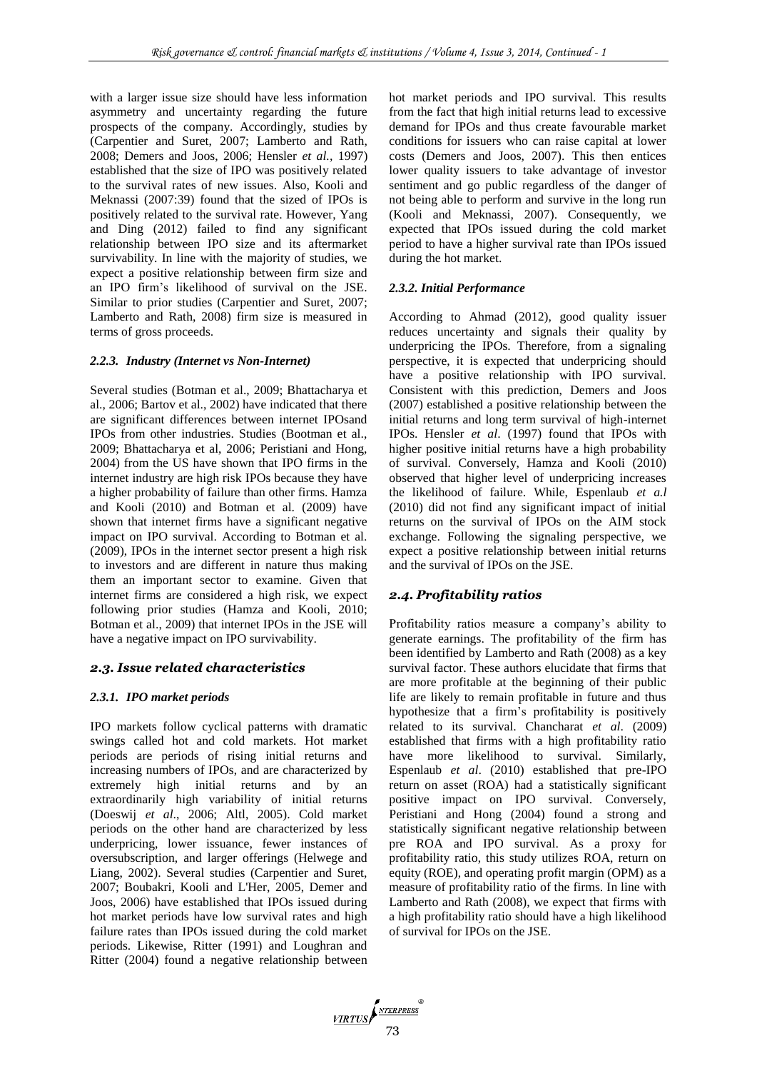with a larger issue size should have less information asymmetry and uncertainty regarding the future prospects of the company. Accordingly, studies by (Carpentier and Suret, 2007; Lamberto and Rath, 2008; Demers and Joos, 2006; Hensler *et al.*, 1997) established that the size of IPO was positively related to the survival rates of new issues. Also, Kooli and Meknassi (2007:39) found that the sized of IPOs is positively related to the survival rate. However, Yang and Ding (2012) failed to find any significant relationship between IPO size and its aftermarket survivability. In line with the majority of studies, we expect a positive relationship between firm size and an IPO firm's likelihood of survival on the JSE. Similar to prior studies (Carpentier and Suret, 2007; Lamberto and Rath, 2008) firm size is measured in terms of gross proceeds.

#### *2.2.3. Industry (Internet vs Non-Internet)*

Several studies (Botman et al., 2009; Bhattacharya et al., 2006; Bartov et al., 2002) have indicated that there are significant differences between internet IPOsand IPOs from other industries. Studies (Bootman et al., 2009; Bhattacharya et al, 2006; Peristiani and Hong, 2004) from the US have shown that IPO firms in the internet industry are high risk IPOs because they have a higher probability of failure than other firms. Hamza and Kooli (2010) and Botman et al. (2009) have shown that internet firms have a significant negative impact on IPO survival. According to Botman et al. (2009), IPOs in the internet sector present a high risk to investors and are different in nature thus making them an important sector to examine. Given that internet firms are considered a high risk, we expect following prior studies (Hamza and Kooli, 2010; Botman et al., 2009) that internet IPOs in the JSE will have a negative impact on IPO survivability.

### *2.3. Issue related characteristics*

#### *2.3.1. IPO market periods*

IPO markets follow cyclical patterns with dramatic swings called hot and cold markets. Hot market periods are periods of rising initial returns and increasing numbers of IPOs, and are characterized by extremely high initial returns and by an extraordinarily high variability of initial returns (Doeswij *et al*., 2006; Altl, 2005). Cold market periods on the other hand are characterized by less underpricing, lower issuance, fewer instances of oversubscription, and larger offerings (Helwege and Liang, 2002). Several studies (Carpentier and Suret, 2007; Boubakri, Kooli and L'Her, 2005, Demer and Joos, 2006) have established that IPOs issued during hot market periods have low survival rates and high failure rates than IPOs issued during the cold market periods. Likewise, Ritter (1991) and Loughran and Ritter (2004) found a negative relationship between hot market periods and IPO survival. This results from the fact that high initial returns lead to excessive demand for IPOs and thus create favourable market conditions for issuers who can raise capital at lower costs (Demers and Joos, 2007). This then entices lower quality issuers to take advantage of investor sentiment and go public regardless of the danger of not being able to perform and survive in the long run (Kooli and Meknassi, 2007). Consequently, we expected that IPOs issued during the cold market period to have a higher survival rate than IPOs issued during the hot market.

#### *2.3.2. Initial Performance*

According to Ahmad (2012), good quality issuer reduces uncertainty and signals their quality by underpricing the IPOs. Therefore, from a signaling perspective, it is expected that underpricing should have a positive relationship with IPO survival. Consistent with this prediction, Demers and Joos (2007) established a positive relationship between the initial returns and long term survival of high-internet IPOs. Hensler *et al*. (1997) found that IPOs with higher positive initial returns have a high probability of survival. Conversely, Hamza and Kooli (2010) observed that higher level of underpricing increases the likelihood of failure. While, Espenlaub *et a.l* (2010) did not find any significant impact of initial returns on the survival of IPOs on the AIM stock exchange. Following the signaling perspective, we expect a positive relationship between initial returns and the survival of IPOs on the JSE.

### *2.4. Profitability ratios*

Profitability ratios measure a company's ability to generate earnings. The profitability of the firm has been identified by Lamberto and Rath (2008) as a key survival factor. These authors elucidate that firms that are more profitable at the beginning of their public life are likely to remain profitable in future and thus hypothesize that a firm's profitability is positively related to its survival. Chancharat *et al*. (2009) established that firms with a high profitability ratio have more likelihood to survival. Similarly, Espenlaub *et al*. (2010) established that pre-IPO return on asset (ROA) had a statistically significant positive impact on IPO survival. Conversely, Peristiani and Hong (2004) found a strong and statistically significant negative relationship between pre ROA and IPO survival. As a proxy for profitability ratio, this study utilizes ROA, return on equity (ROE), and operating profit margin (OPM) as a measure of profitability ratio of the firms. In line with Lamberto and Rath (2008), we expect that firms with a high profitability ratio should have a high likelihood of survival for IPOs on the JSE.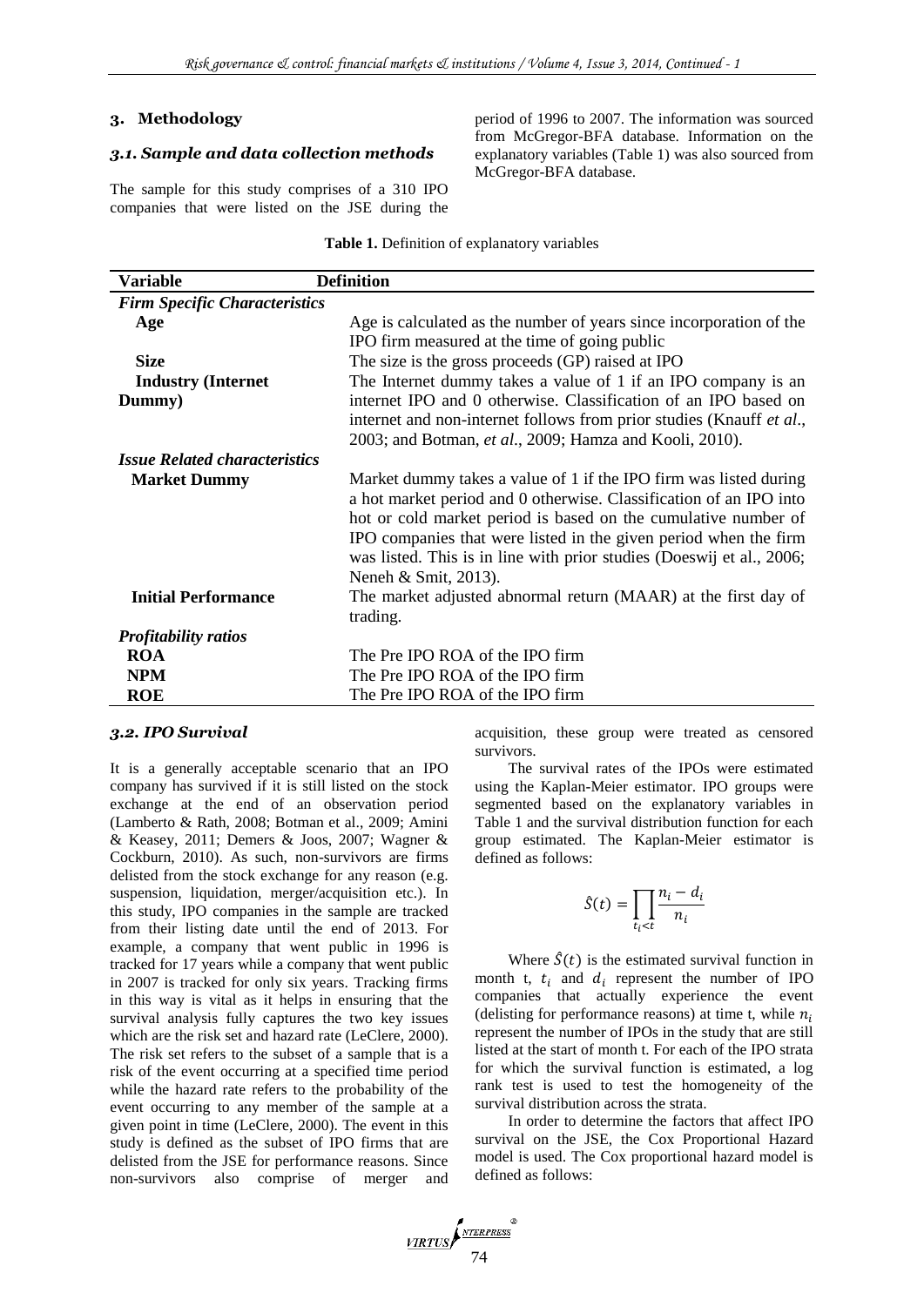## 3. Methodology

### 3.1. Sample and data collection methods

The sample for this study comprises of a 310 IPO companies that were listed on the JSE during the period of 1996 to 2007. The information was sourced from McGregor-BFA database. Information on the explanatory variables (Table 1) was also sourced from McGregor-BFA database.

**Table 1.** Definition of explanatory variables

| Variable | Definition |
|---|---|
| ***Firm Specific Characteristics*** | |
| **Age** | Age is calculated as the number of years since incorporation of the IPO firm measured at the time of going public |
| **Size** | The size is the gross proceeds (GP) raised at IPO |
| **Industry (Internet Dummy)** | The Internet dummy takes a value of 1 if an IPO company is an internet IPO and 0 otherwise. Classification of an IPO based on internet and non-internet follows from prior studies (Knauff *et al*., 2003; and Botman, *et al*., 2009; Hamza and Kooli, 2010). |
| ***Issue Related characteristics*** | |
| **Market Dummy** | Market dummy takes a value of 1 if the IPO firm was listed during a hot market period and 0 otherwise. Classification of an IPO into hot or cold market period is based on the cumulative number of IPO companies that were listed in the given period when the firm was listed. This is in line with prior studies (Doeswij et al., 2006; Neneh & Smit, 2013). |
| **Initial Performance** | The market adjusted abnormal return (MAAR) at the first day of trading. |
| ***Profitability ratios*** | |
| **ROA** | The Pre IPO ROA of the IPO firm |
| **NPM** | The Pre IPO ROA of the IPO firm |
| **ROE** | The Pre IPO ROA of the IPO firm |

### 3.2. IPO Survival

It is a generally acceptable scenario that an IPO company has survived if it is still listed on the stock exchange at the end of an observation period (Lamberto & Rath, 2008; Botman et al., 2009; Amini & Keasey, 2011; Demers & Joos, 2007; Wagner & Cockburn, 2010). As such, non-survivors are firms delisted from the stock exchange for any reason (e.g. suspension, liquidation, merger/acquisition etc.). In this study, IPO companies in the sample are tracked from their listing date until the end of 2013. For example, a company that went public in 1996 is tracked for 17 years while a company that went public in 2007 is tracked for only six years. Tracking firms in this way is vital as it helps in ensuring that the survival analysis fully captures the two key issues which are the risk set and hazard rate (LeClere, 2000). The risk set refers to the subset of a sample that is a risk of the event occurring at a specified time period while the hazard rate refers to the probability of the event occurring to any member of the sample at a given point in time (LeClere, 2000). The event in this study is defined as the subset of IPO firms that are delisted from the JSE for performance reasons. Since non-survivors also comprise of merger and acquisition, these group were treated as censored survivors.

The survival rates of the IPOs were estimated using the Kaplan-Meier estimator. IPO groups were segmented based on the explanatory variables in Table 1 and the survival distribution function for each group estimated. The Kaplan-Meier estimator is defined as follows:

$$\hat{S}(t) = \prod_{t_i < t} \frac{n_i - d_i}{n_i}$$

Where $\hat{S}(t)$ is the estimated survival function in month t, $t_i$ and $d_i$ represent the number of IPO companies that actually experience the event (delisting for performance reasons) at time t, while $n_i$ represent the number of IPOs in the study that are still listed at the start of month t. For each of the IPO strata for which the survival function is estimated, a log rank test is used to test the homogeneity of the survival distribution across the strata.

In order to determine the factors that affect IPO survival on the JSE, the Cox Proportional Hazard model is used. The Cox proportional hazard model is defined as follows: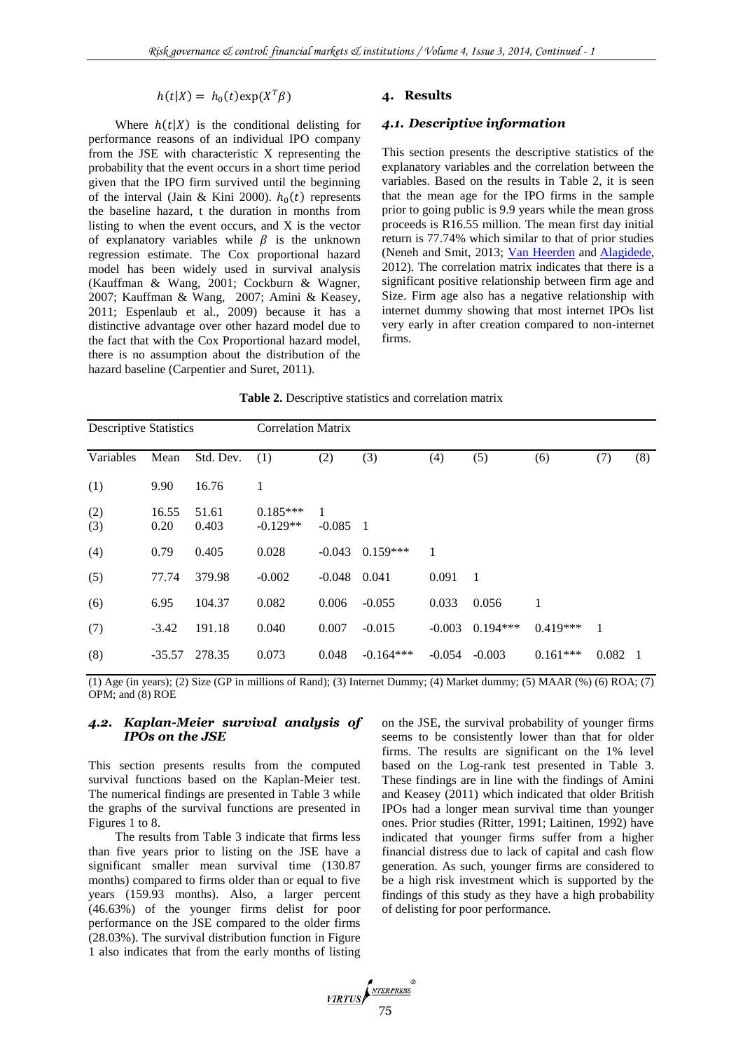$$h(t|X) = h_0(t)\exp(X^T\beta)$$

Where $h(t|X)$ is the conditional delisting for performance reasons of an individual IPO company from the JSE with characteristic X representing the probability that the event occurs in a short time period given that the IPO firm survived until the beginning of the interval (Jain & Kini 2000). $h_0(t)$ represents the baseline hazard, t the duration in months from listing to when the event occurs, and X is the vector of explanatory variables while $\beta$ is the unknown regression estimate. The Cox proportional hazard model has been widely used in survival analysis (Kauffman & Wang, 2001; Cockburn & Wagner, 2007; Kauffman & Wang, 2007; Amini & Keasey, 2011; Espenlaub et al., 2009) because it has a distinctive advantage over other hazard model due to the fact that with the Cox Proportional hazard model, there is no assumption about the distribution of the hazard baseline (Carpentier and Suret, 2011).

## 4. Results

### *4.1. Descriptive information*

This section presents the descriptive statistics of the explanatory variables and the correlation between the variables. Based on the results in Table 2, it is seen that the mean age for the IPO firms in the sample prior to going public is 9.9 years while the mean gross proceeds is R16.55 million. The mean first day initial return is 77.74% which similar to that of prior studies (Neneh and Smit, 2013; Van Heerden and Alagidede, 2012). The correlation matrix indicates that there is a significant positive relationship between firm age and Size. Firm age also has a negative relationship with internet dummy showing that most internet IPOs list very early in after creation compared to non-internet firms.

**Table 2.** Descriptive statistics and correlation matrix

| Descriptive Statistics | | | Correlation Matrix | | | | | | | |
|---|---|---|---|---|---|---|---|---|---|---|
| Variables | Mean | Std. Dev. | (1) | (2) | (3) | (4) | (5) | (6) | (7) | (8) |
| (1) | 9.90 | 16.76 | 1 | | | | | | | |
| (2) | 16.55 | 51.61 | 0.185*** | 1 | | | | | | |
| (3) | 0.20 | 0.403 | -0.129** | -0.085 | 1 | | | | | |
| (4) | 0.79 | 0.405 | 0.028 | -0.043 | 0.159*** | 1 | | | | |
| (5) | 77.74 | 379.98 | -0.002 | -0.048 | 0.041 | 0.091 | 1 | | | |
| (6) | 6.95 | 104.37 | 0.082 | 0.006 | -0.055 | 0.033 | 0.056 | 1 | | |
| (7) | -3.42 | 191.18 | 0.040 | 0.007 | -0.015 | -0.003 | 0.194*** | 0.419*** | 1 | |
| (8) | -35.57 | 278.35 | 0.073 | 0.048 | -0.164*** | -0.054 | -0.003 | 0.161*** | 0.082 | 1 |

(1) Age (in years); (2) Size (GP in millions of Rand); (3) Internet Dummy; (4) Market dummy; (5) MAAR (%) (6) ROA; (7) OPM; and (8) ROE

### *4.2. Kaplan-Meier survival analysis of IPOs on the JSE*

This section presents results from the computed survival functions based on the Kaplan-Meier test. The numerical findings are presented in Table 3 while the graphs of the survival functions are presented in Figures 1 to 8.

The results from Table 3 indicate that firms less than five years prior to listing on the JSE have a significant smaller mean survival time (130.87 months) compared to firms older than or equal to five years (159.93 months). Also, a larger percent (46.63%) of the younger firms delist for poor performance on the JSE compared to the older firms (28.03%). The survival distribution function in Figure 1 also indicates that from the early months of listing on the JSE, the survival probability of younger firms seems to be consistently lower than that for older firms. The results are significant on the 1% level based on the Log-rank test presented in Table 3. These findings are in line with the findings of Amini and Keasey (2011) which indicated that older British IPOs had a longer mean survival time than younger ones. Prior studies (Ritter, 1991; Laitinen, 1992) have indicated that younger firms suffer from a higher financial distress due to lack of capital and cash flow generation. As such, younger firms are considered to be a high risk investment which is supported by the findings of this study as they have a high probability of delisting for poor performance.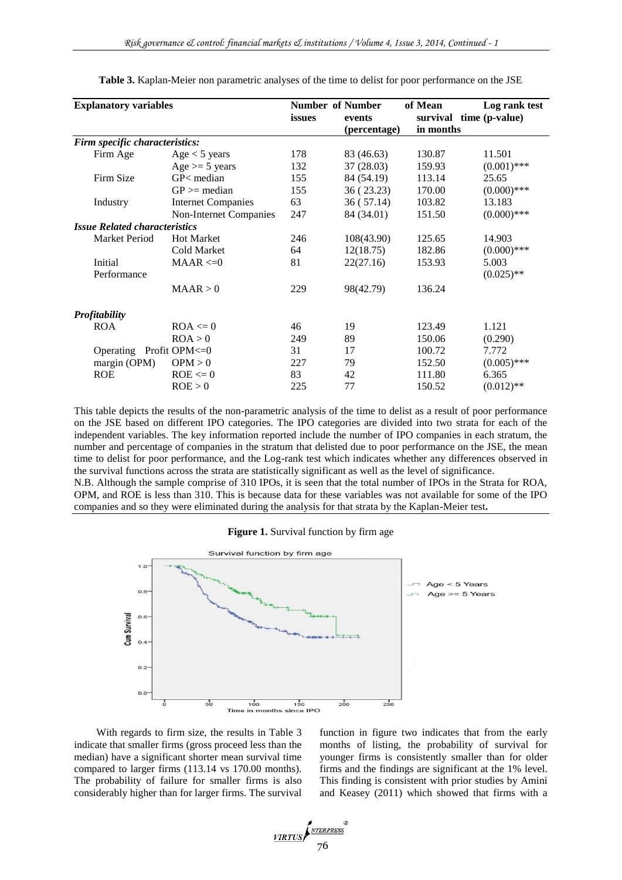**Table 3.** Kaplan-Meier non parametric analyses of the time to delist for poor performance on the JSE

| Explanatory variables | | Number of issues | Number of events (percentage) | Mean survival time in months | Log rank test (p-value) |
|---|---|---|---|---|---|
| ***Firm specific characteristics:*** | | | | | |
| Firm Age | Age < 5 years | 178 | 83 (46.63) | 130.87 | 11.501 |
| | Age >= 5 years | 132 | 37 (28.03) | 159.93 | (0.001)*** |
| Firm Size | GP< median | 155 | 84 (54.19) | 113.14 | 25.65 |
| | GP >= median | 155 | 36 ( 23.23) | 170.00 | (0.000)*** |
| Industry | Internet Companies | 63 | 36 ( 57.14) | 103.82 | 13.183 |
| | Non-Internet Companies | 247 | 84 (34.01) | 151.50 | (0.000)*** |
| ***Issue Related characteristics*** | | | | | |
| Market Period | Hot Market | 246 | 108(43.90) | 125.65 | 14.903 |
| | Cold Market | 64 | 12(18.75) | 182.86 | (0.000)*** |
| Initial Performance | MAAR <=0 | 81 | 22(27.16) | 153.93 | 5.003 (0.025)** |
| | MAAR > 0 | 229 | 98(42.79) | 136.24 | |
| ***Profitability*** | | | | | |
| ROA | ROA <= 0 | 46 | 19 | 123.49 | 1.121 |
| | ROA > 0 | 249 | 89 | 150.06 | (0.290) |
| Operating Profit margin (OPM) | OPM<=0 | 31 | 17 | 100.72 | 7.772 |
| | OPM > 0 | 227 | 79 | 152.50 | (0.005)*** |
| ROE | ROE <= 0 | 83 | 42 | 111.80 | 6.365 |
| | ROE > 0 | 225 | 77 | 150.52 | (0.012)** |

This table depicts the results of the non-parametric analysis of the time to delist as a result of poor performance on the JSE based on different IPO categories. The IPO categories are divided into two strata for each of the independent variables. The key information reported include the number of IPO companies in each stratum, the number and percentage of companies in the stratum that delisted due to poor performance on the JSE, the mean time to delist for poor performance, and the Log-rank test which indicates whether any differences observed in the survival functions across the strata are statistically significant as well as the level of significance.

N.B. Although the sample comprise of 310 IPOs, it is seen that the total number of IPOs in the Strata for ROA, OPM, and ROE is less than 310. This is because data for these variables was not available for some of the IPO companies and so they were eliminated during the analysis for that strata by the Kaplan-Meier test**.**

**Figure 1.** Survival function by firm age

With regards to firm size, the results in Table 3 indicate that smaller firms (gross proceed less than the median) have a significant shorter mean survival time compared to larger firms (113.14 vs 170.00 months). The probability of failure for smaller firms is also considerably higher than for larger firms. The survival function in figure two indicates that from the early months of listing, the probability of survival for younger firms is consistently smaller than for older firms and the findings are significant at the 1% level. This finding is consistent with prior studies by Amini and Keasey (2011) which showed that firms with a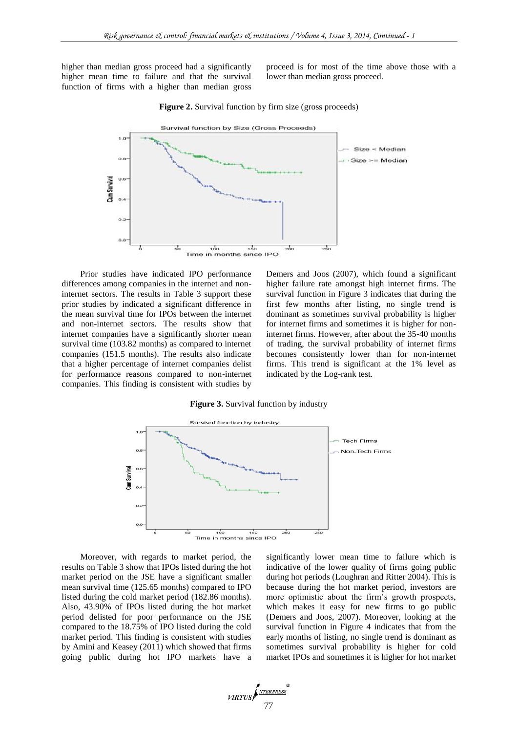higher than median gross proceed had a significantly higher mean time to failure and that the survival function of firms with a higher than median gross proceed is for most of the time above those with a lower than median gross proceed.

**Figure 2.** Survival function by firm size (gross proceeds)

Prior studies have indicated IPO performance differences among companies in the internet and non-internet sectors. The results in Table 3 support these prior studies by indicated a significant difference in the mean survival time for IPOs between the internet and non-internet sectors. The results show that internet companies have a significantly shorter mean survival time (103.82 months) as compared to internet companies (151.5 months). The results also indicate that a higher percentage of internet companies delist for performance reasons compared to non-internet companies. This finding is consistent with studies by Demers and Joos (2007), which found a significant higher failure rate amongst high internet firms. The survival function in Figure 3 indicates that during the first few months after listing, no single trend is dominant as sometimes survival probability is higher for internet firms and sometimes it is higher for non-internet firms. However, after about the 35-40 months of trading, the survival probability of internet firms becomes consistently lower than for non-internet firms. This trend is significant at the 1% level as indicated by the Log-rank test.

**Figure 3.** Survival function by industry

Moreover, with regards to market period, the results on Table 3 show that IPOs listed during the hot market period on the JSE have a significant smaller mean survival time (125.65 months) compared to IPO listed during the cold market period (182.86 months). Also, 43.90% of IPOs listed during the hot market period delisted for poor performance on the JSE compared to the 18.75% of IPO listed during the cold market period. This finding is consistent with studies by Amini and Keasey (2011) which showed that firms going public during hot IPO markets have a significantly lower mean time to failure which is indicative of the lower quality of firms going public during hot periods (Loughran and Ritter 2004). This is because during the hot market period, investors are more optimistic about the firm's growth prospects, which makes it easy for new firms to go public (Demers and Joos, 2007). Moreover, looking at the survival function in Figure 4 indicates that from the early months of listing, no single trend is dominant as sometimes survival probability is higher for cold market IPOs and sometimes it is higher for hot market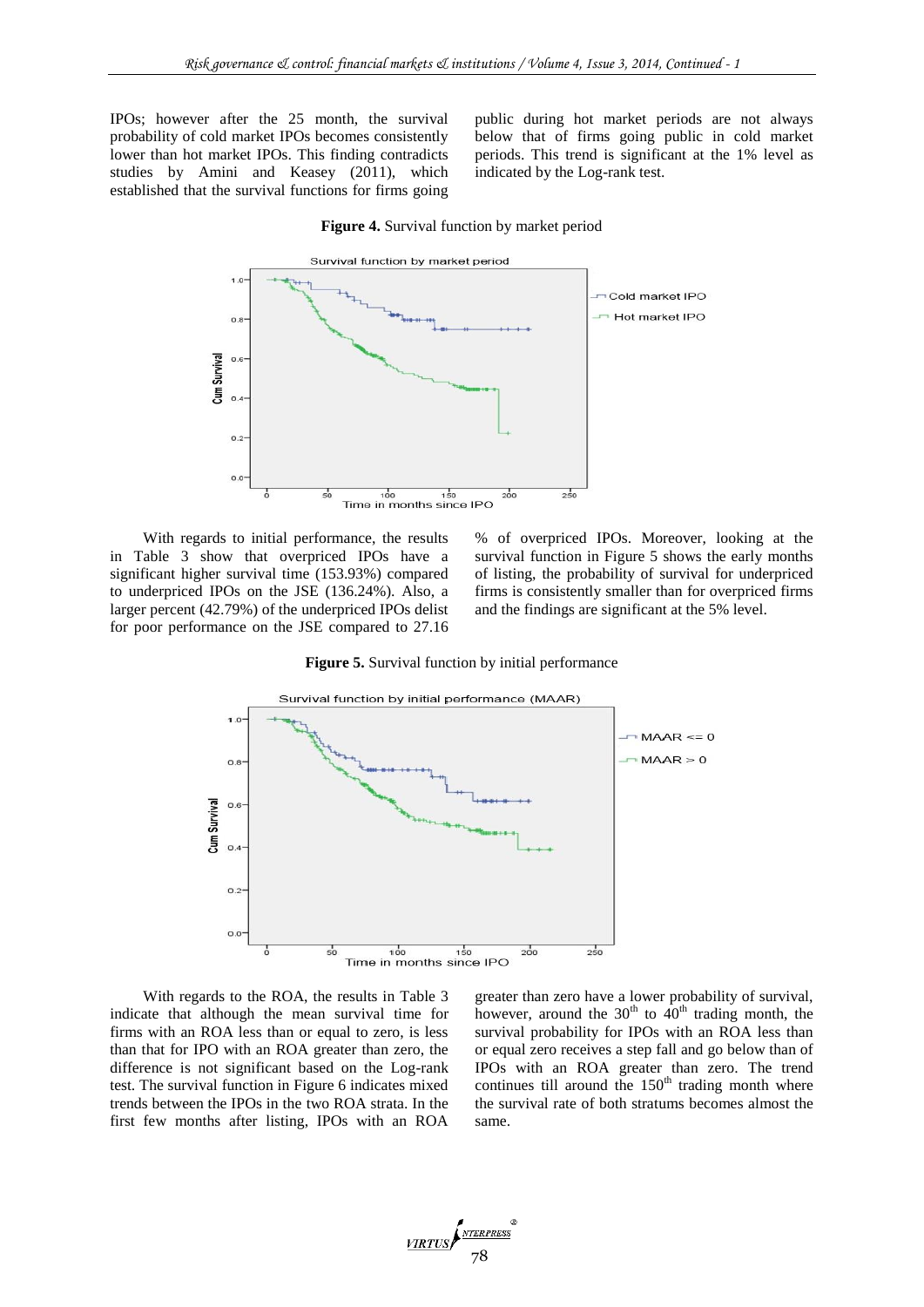IPOs; however after the 25 month, the survival probability of cold market IPOs becomes consistently lower than hot market IPOs. This finding contradicts studies by Amini and Keasey (2011), which established that the survival functions for firms going public during hot market periods are not always below that of firms going public in cold market periods. This trend is significant at the 1% level as indicated by the Log-rank test.

**Figure 4.** Survival function by market period

With regards to initial performance, the results in Table 3 show that overpriced IPOs have a significant higher survival time (153.93%) compared to underpriced IPOs on the JSE (136.24%). Also, a larger percent (42.79%) of the underpriced IPOs delist for poor performance on the JSE compared to 27.16 % of overpriced IPOs. Moreover, looking at the survival function in Figure 5 shows the early months of listing, the probability of survival for underpriced firms is consistently smaller than for overpriced firms and the findings are significant at the 5% level.

**Figure 5.** Survival function by initial performance

With regards to the ROA, the results in Table 3 indicate that although the mean survival time for firms with an ROA less than or equal to zero, is less than that for IPO with an ROA greater than zero, the difference is not significant based on the Log-rank test. The survival function in Figure 6 indicates mixed trends between the IPOs in the two ROA strata. In the first few months after listing, IPOs with an ROA greater than zero have a lower probability of survival, however, around the 30[th] to 40[th] trading month, the survival probability for IPOs with an ROA less than or equal zero receives a step fall and go below than of IPOs with an ROA greater than zero. The trend continues till around the 150[th] trading month where the survival rate of both stratums becomes almost the same.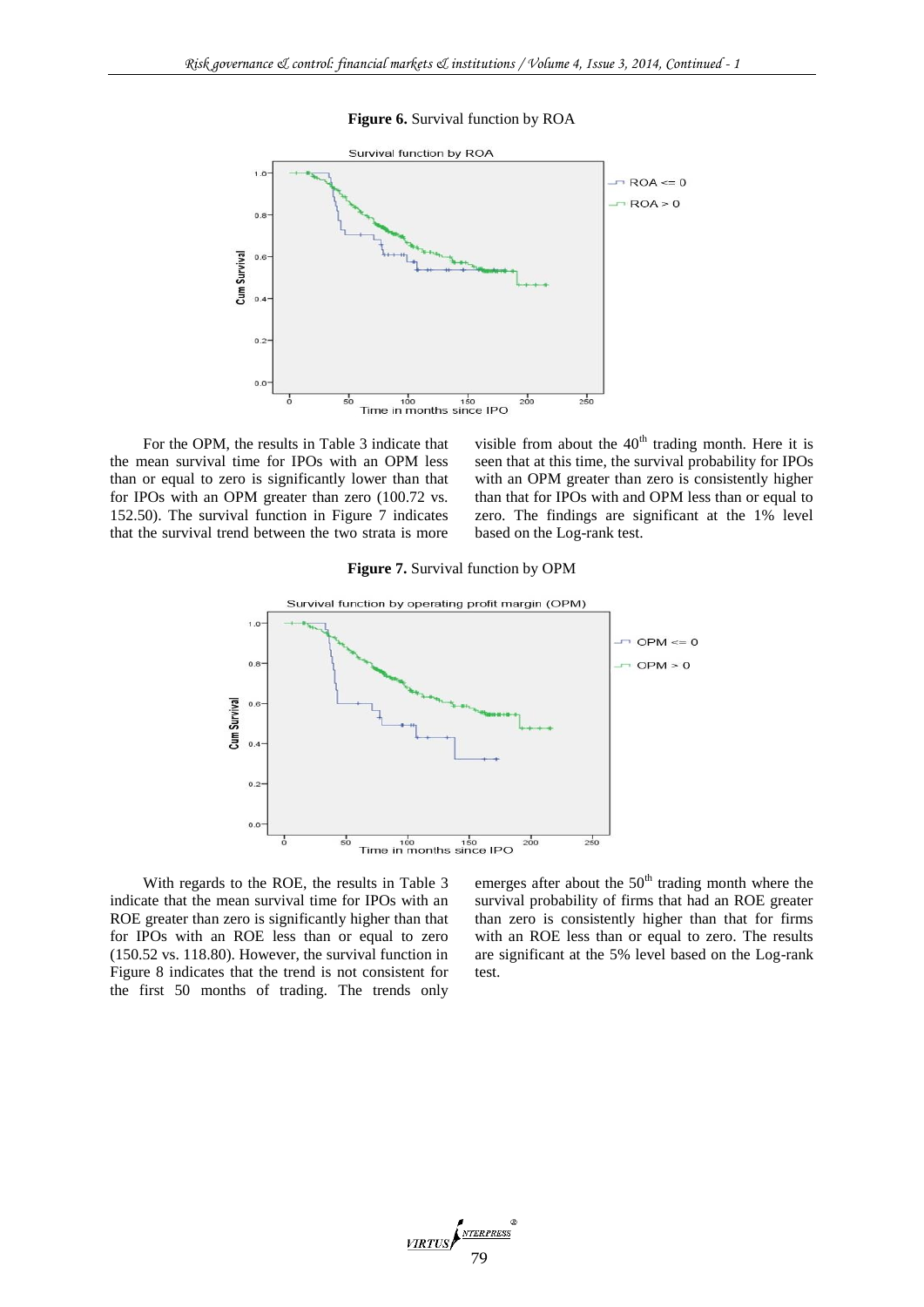**Figure 6.** Survival function by ROA

For the OPM, the results in Table 3 indicate that the mean survival time for IPOs with an OPM less than or equal to zero is significantly lower than that for IPOs with an OPM greater than zero (100.72 vs. 152.50). The survival function in Figure 7 indicates that the survival trend between the two strata is more visible from about the 40[th] trading month. Here it is seen that at this time, the survival probability for IPOs with an OPM greater than zero is consistently higher than that for IPOs with and OPM less than or equal to zero. The findings are significant at the 1% level based on the Log-rank test.

**Figure 7.** Survival function by OPM

With regards to the ROE, the results in Table 3 indicate that the mean survival time for IPOs with an ROE greater than zero is significantly higher than that for IPOs with an ROE less than or equal to zero (150.52 vs. 118.80). However, the survival function in Figure 8 indicates that the trend is not consistent for the first 50 months of trading. The trends only emerges after about the 50[th] trading month where the survival probability of firms that had an ROE greater than zero is consistently higher than that for firms with an ROE less than or equal to zero. The results are significant at the 5% level based on the Log-rank test.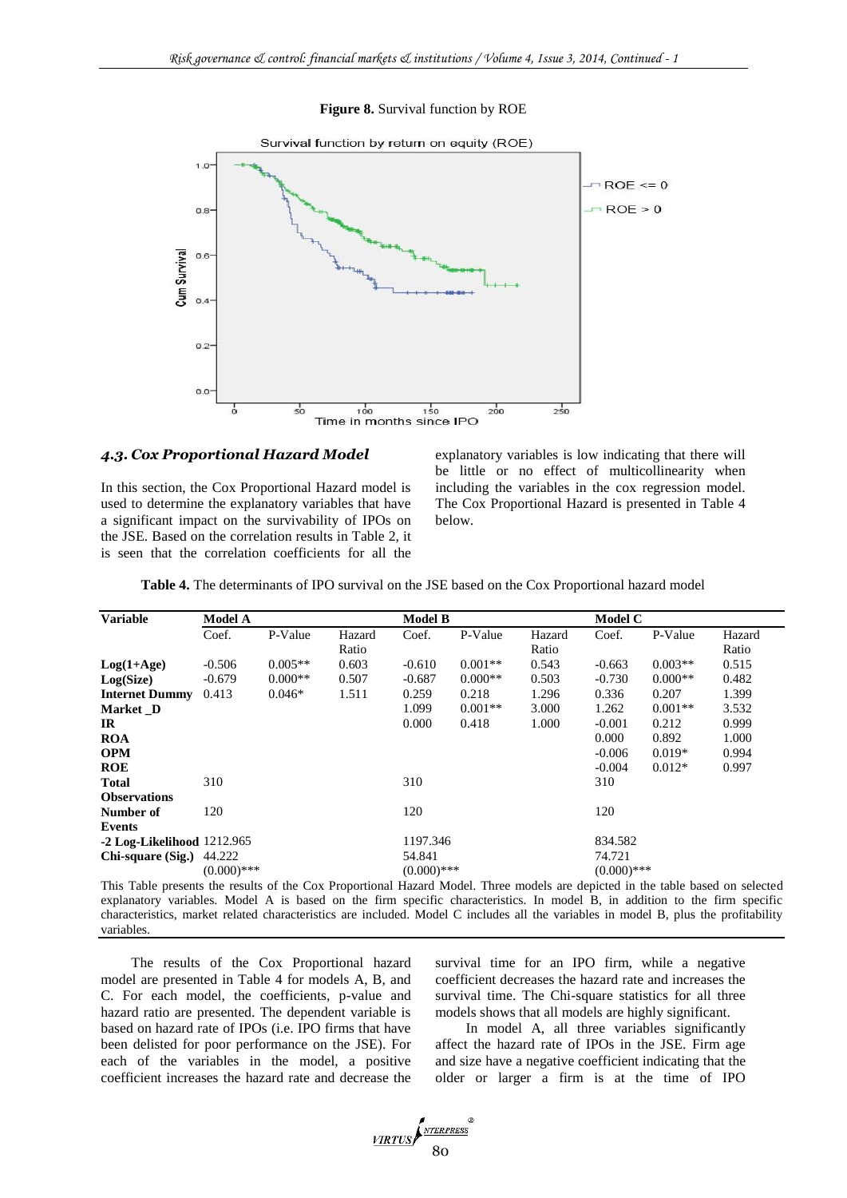**Figure 8.** Survival function by ROE

### 4.3. Cox Proportional Hazard Model

In this section, the Cox Proportional Hazard model is used to determine the explanatory variables that have a significant impact on the survivability of IPOs on the JSE. Based on the correlation results in Table 2, it is seen that the correlation coefficients for all the explanatory variables is low indicating that there will be little or no effect of multicollinearity when including the variables in the cox regression model. The Cox Proportional Hazard is presented in Table 4 below.

**Table 4.** The determinants of IPO survival on the JSE based on the Cox Proportional hazard model

| Variable | Model A | | | Model B | | | Model C | | |
|---|---|---|---|---|---|---|---|---|---|
| | Coef. | P-Value | Hazard Ratio | Coef. | P-Value | Hazard Ratio | Coef. | P-Value | Hazard Ratio |
| **Log(1+Age)** | -0.506 | 0.005** | 0.603 | -0.610 | 0.001** | 0.543 | -0.663 | 0.003** | 0.515 |
| **Log(Size)** | -0.679 | 0.000** | 0.507 | -0.687 | 0.000** | 0.503 | -0.730 | 0.000** | 0.482 |
| **Internet Dummy** | 0.413 | 0.046* | 1.511 | 0.259 | 0.218 | 1.296 | 0.336 | 0.207 | 1.399 |
| **Market _D** | | | | 1.099 | 0.001** | 3.000 | 1.262 | 0.001** | 3.532 |
| **IR** | | | | 0.000 | 0.418 | 1.000 | -0.001 | 0.212 | 0.999 |
| **ROA** | | | | | | | 0.000 | 0.892 | 1.000 |
| **OPM** | | | | | | | -0.006 | 0.019* | 0.994 |
| **ROE** | | | | | | | -0.004 | 0.012* | 0.997 |
| **Total Observations** | 310 | | | 310 | | | 310 | | |
| **Number of Events** | 120 | | | 120 | | | 120 | | |
| **-2 Log-Likelihood** | 1212.965 | | | 1197.346 | | | 834.582 | | |
| **Chi-square (Sig.)** | 44.222 (0.000)*** | | | 54.841 (0.000)*** | | | 74.721 (0.000)*** | | |

This Table presents the results of the Cox Proportional Hazard Model. Three models are depicted in the table based on selected explanatory variables. Model A is based on the firm specific characteristics. In model B, in addition to the firm specific characteristics, market related characteristics are included. Model C includes all the variables in model B, plus the profitability variables.

The results of the Cox Proportional hazard model are presented in Table 4 for models A, B, and C. For each model, the coefficients, p-value and hazard ratio are presented. The dependent variable is based on hazard rate of IPOs (i.e. IPO firms that have been delisted for poor performance on the JSE). For each of the variables in the model, a positive coefficient increases the hazard rate and decrease the survival time for an IPO firm, while a negative coefficient decreases the hazard rate and increases the survival time. The Chi-square statistics for all three models shows that all models are highly significant.

In model A, all three variables significantly affect the hazard rate of IPOs in the JSE. Firm age and size have a negative coefficient indicating that the older or larger a firm is at the time of IPO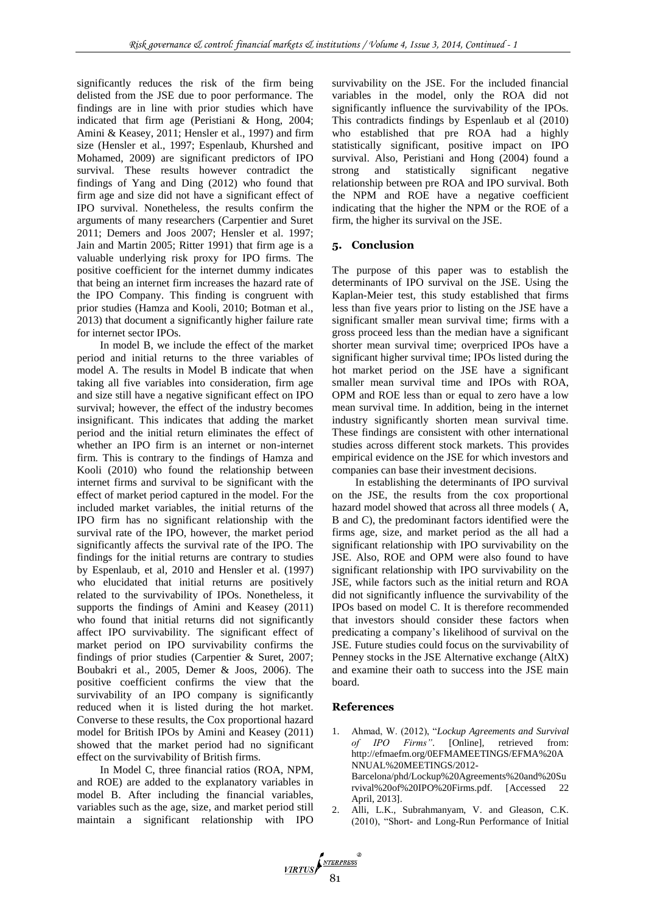significantly reduces the risk of the firm being delisted from the JSE due to poor performance. The findings are in line with prior studies which have indicated that firm age (Peristiani & Hong, 2004; Amini & Keasey, 2011; Hensler et al., 1997) and firm size (Hensler et al., 1997; Espenlaub, Khurshed and Mohamed, 2009) are significant predictors of IPO survival. These results however contradict the findings of Yang and Ding (2012) who found that firm age and size did not have a significant effect of IPO survival. Nonetheless, the results confirm the arguments of many researchers (Carpentier and Suret 2011; Demers and Joos 2007; Hensler et al. 1997; Jain and Martin 2005; Ritter 1991) that firm age is a valuable underlying risk proxy for IPO firms. The positive coefficient for the internet dummy indicates that being an internet firm increases the hazard rate of the IPO Company. This finding is congruent with prior studies (Hamza and Kooli, 2010; Botman et al., 2013) that document a significantly higher failure rate for internet sector IPOs.

In model B, we include the effect of the market period and initial returns to the three variables of model A. The results in Model B indicate that when taking all five variables into consideration, firm age and size still have a negative significant effect on IPO survival; however, the effect of the industry becomes insignificant. This indicates that adding the market period and the initial return eliminates the effect of whether an IPO firm is an internet or non-internet firm. This is contrary to the findings of Hamza and Kooli (2010) who found the relationship between internet firms and survival to be significant with the effect of market period captured in the model. For the included market variables, the initial returns of the IPO firm has no significant relationship with the survival rate of the IPO, however, the market period significantly affects the survival rate of the IPO. The findings for the initial returns are contrary to studies by Espenlaub, et al, 2010 and Hensler et al. (1997) who elucidated that initial returns are positively related to the survivability of IPOs. Nonetheless, it supports the findings of Amini and Keasey (2011) who found that initial returns did not significantly affect IPO survivability. The significant effect of market period on IPO survivability confirms the findings of prior studies (Carpentier & Suret, 2007; Boubakri et al., 2005, Demer & Joos, 2006). The positive coefficient confirms the view that the survivability of an IPO company is significantly reduced when it is listed during the hot market. Converse to these results, the Cox proportional hazard model for British IPOs by Amini and Keasey (2011) showed that the market period had no significant effect on the survivability of British firms.

In Model C, three financial ratios (ROA, NPM, and ROE) are added to the explanatory variables in model B. After including the financial variables, variables such as the age, size, and market period still maintain a significant relationship with IPO survivability on the JSE. For the included financial variables in the model, only the ROA did not significantly influence the survivability of the IPOs. This contradicts findings by Espenlaub et al (2010) who established that pre ROA had a highly statistically significant, positive impact on IPO survival. Also, Peristiani and Hong (2004) found a strong and statistically significant negative relationship between pre ROA and IPO survival. Both the NPM and ROE have a negative coefficient indicating that the higher the NPM or the ROE of a firm, the higher its survival on the JSE.

## 5. Conclusion

The purpose of this paper was to establish the determinants of IPO survival on the JSE. Using the Kaplan-Meier test, this study established that firms less than five years prior to listing on the JSE have a significant smaller mean survival time; firms with a gross proceed less than the median have a significant shorter mean survival time; overpriced IPOs have a significant higher survival time; IPOs listed during the hot market period on the JSE have a significant smaller mean survival time and IPOs with ROA, OPM and ROE less than or equal to zero have a low mean survival time. In addition, being in the internet industry significantly shorten mean survival time. These findings are consistent with other international studies across different stock markets. This provides empirical evidence on the JSE for which investors and companies can base their investment decisions.

In establishing the determinants of IPO survival on the JSE, the results from the cox proportional hazard model showed that across all three models ( A, B and C), the predominant factors identified were the firms age, size, and market period as the all had a significant relationship with IPO survivability on the JSE. Also, ROE and OPM were also found to have significant relationship with IPO survivability on the JSE, while factors such as the initial return and ROA did not significantly influence the survivability of the IPOs based on model C. It is therefore recommended that investors should consider these factors when predicating a company's likelihood of survival on the JSE. Future studies could focus on the survivability of Penney stocks in the JSE Alternative exchange (AltX) and examine their oath to success into the JSE main board.

## References

1. Ahmad, W. (2012), "*Lockup Agreements and Survival of IPO Firms*". [Online], retrieved from: http://efmaefm.org/0EFMAMEETINGS/EFMA%20ANNUAL%20MEETINGS/2012-Barcelona/phd/Lockup%20Agreements%20and%20Survival%20of%20IPO%20Firms.pdf. [Accessed 22 April, 2013].
2. Alli, L.K., Subrahmanyam, V. and Gleason, C.K. (2010), "Short- and Long-Run Performance of Initial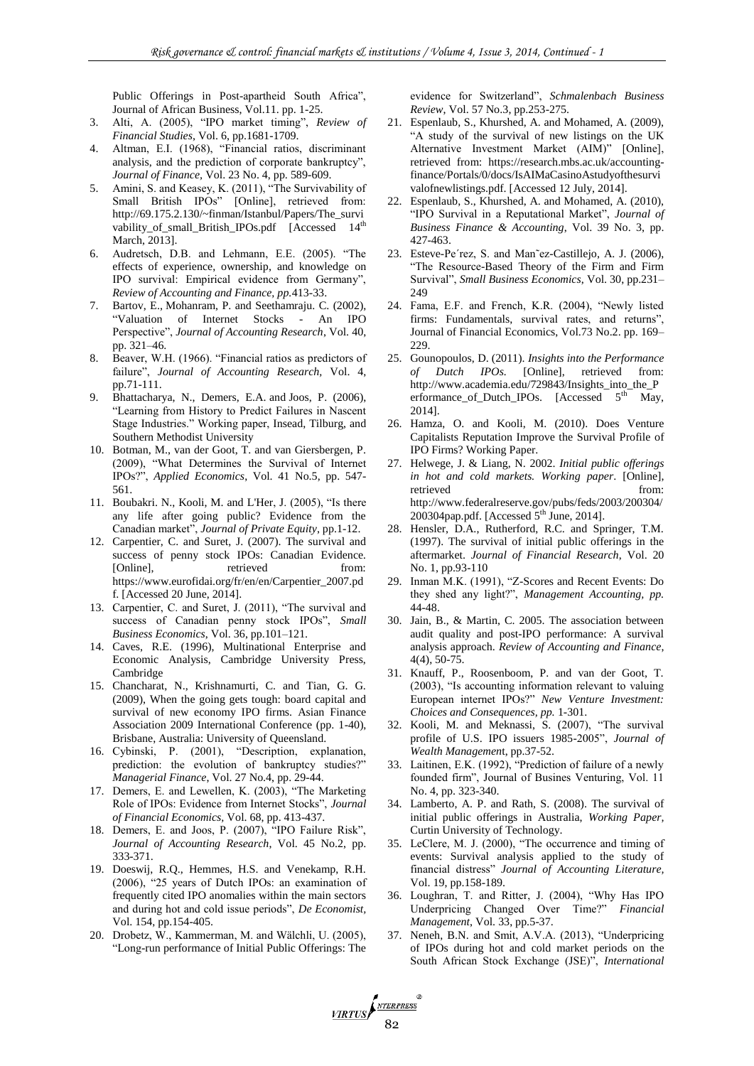Public Offerings in Post-apartheid South Africa", Journal of African Business, Vol.11. pp. 1-25.

3. Alti, A. (2005), "IPO market timing", *Review of Financial Studies*, Vol. 6, pp.1681-1709.
4. Altman, E.I. (1968), "Financial ratios, discriminant analysis, and the prediction of corporate bankruptcy", *Journal of Finance*, Vol. 23 No. 4, pp. 589-609.
5. Amini, S. and Keasey, K. (2011), "The Survivability of Small British IPOs" [Online], retrieved from: http://69.175.2.130/~finman/Istanbul/Papers/The_survivability_of_small_British_IPOs.pdf [Accessed 14th March, 2013].
6. Audretsch, D.B. and Lehmann, E.E. (2005). "The effects of experience, ownership, and knowledge on IPO survival: Empirical evidence from Germany", *Review of Accounting and Finance, pp.*413-33.
7. Bartov, E., Mohanram, P. and Seethamraju. C. (2002), "Valuation of Internet Stocks - An IPO Perspective", *Journal of Accounting Research*, Vol. 40, pp. 321–46.
8. Beaver, W.H. (1966). "Financial ratios as predictors of failure", *Journal of Accounting Research,* Vol. 4, pp.71-111.
9. Bhattacharya, N., Demers, E.A. and Joos, P. (2006), "Learning from History to Predict Failures in Nascent Stage Industries." Working paper, Insead, Tilburg, and Southern Methodist University
10. Botman, M., van der Goot, T. and van Giersbergen, P. (2009), "What Determines the Survival of Internet IPOs?", *Applied Economics*, Vol. 41 No.5, pp. 547-561.
11. Boubakri. N., Kooli, M. and L'Her, J. (2005), "Is there any life after going public? Evidence from the Canadian market", *Journal of Private Equity*, pp.1-12.
12. Carpentier, C. and Suret, J. (2007). The survival and success of penny stock IPOs: Canadian Evidence. [Online], retrieved from: https://www.eurofidai.org/fr/en/en/Carpentier_2007.pdf. [Accessed 20 June, 2014].
13. Carpentier, C. and Suret, J. (2011), "The survival and success of Canadian penny stock IPOs", *Small Business Economics*, Vol. 36, pp.101–121.
14. Caves, R.E. (1996), Multinational Enterprise and Economic Analysis, Cambridge University Press, Cambridge
15. Chancharat, N., Krishnamurti, C. and Tian, G. G. (2009), When the going gets tough: board capital and survival of new economy IPO firms. Asian Finance Association 2009 International Conference (pp. 1-40), Brisbane, Australia: University of Queensland.
16. Cybinski, P. (2001), "Description, explanation, prediction: the evolution of bankruptcy studies?" *Managerial Finance*, Vol. 27 No.4, pp. 29-44.
17. Demers, E. and Lewellen, K. (2003), "The Marketing Role of IPOs: Evidence from Internet Stocks", *Journal of Financial Economics,* Vol. 68, pp. 413-437.
18. Demers, E. and Joos, P. (2007), "IPO Failure Risk", *Journal of Accounting Research*, Vol. 45 No.2, pp. 333-371.
19. Doeswij, R.Q., Hemmes, H.S. and Venekamp, R.H. (2006), "25 years of Dutch IPOs: an examination of frequently cited IPO anomalies within the main sectors and during hot and cold issue periods", *De Economist*, Vol. 154, pp.154-405.
20. Drobetz, W., Kammerman, M. and Wälchli, U. (2005), "Long-run performance of Initial Public Offerings: The evidence for Switzerland", *Schmalenbach Business Review*, Vol. 57 No.3, pp.253-275.
21. Espenlaub, S., Khurshed, A. and Mohamed, A. (2009), "A study of the survival of new listings on the UK Alternative Investment Market (AIM)" [Online], retrieved from: https://research.mbs.ac.uk/accounting-finance/Portals/0/docs/IsAIMaCasinoAstudyofthesurvivalofnewlistings.pdf. [Accessed 12 July, 2014].
22. Espenlaub, S., Khurshed, A. and Mohamed, A. (2010), "IPO Survival in a Reputational Market", *Journal of Business Finance & Accounting*, Vol. 39 No. 3, pp. 427-463.
23. Esteve-Pe´rez, S. and Man˜ez-Castillejo, A. J. (2006), "The Resource-Based Theory of the Firm and Firm Survival", *Small Business Economics*, Vol. 30, pp.231–249
24. Fama, E.F. and French, K.R. (2004), "Newly listed firms: Fundamentals, survival rates, and returns", Journal of Financial Economics, Vol.73 No.2. pp. 169–229.
25. Gounopoulos, D. (2011). *Insights into the Performance of Dutch IPOs.* [Online], retrieved from: http://www.academia.edu/729843/Insights_into_the_Performance_of_Dutch_IPOs. [Accessed 5th May, 2014].
26. Hamza, O. and Kooli, M. (2010). Does Venture Capitalists Reputation Improve the Survival Profile of IPO Firms? Working Paper.
27. Helwege, J. & Liang, N. 2002. *Initial public offerings in hot and cold markets. Working paper*. [Online], retrieved from: http://www.federalreserve.gov/pubs/feds/2003/200304/200304pap.pdf. [Accessed 5th June, 2014].
28. Hensler, D.A., Rutherford, R.C. and Springer, T.M. (1997). The survival of initial public offerings in the aftermarket. *Journal of Financial Research*, Vol. 20 No. 1, pp.93-110
29. Inman M.K. (1991), "Z-Scores and Recent Events: Do they shed any light?", *Management Accounting, pp.* 44-48.
30. Jain, B., & Martin, C. 2005. The association between audit quality and post-IPO performance: A survival analysis approach. *Review of Accounting and Finance*, 4(4), 50-75.
31. Knauff, P., Roosenboom, P. and van der Goot, T. (2003), "Is accounting information relevant to valuing European internet IPOs?" *New Venture Investment: Choices and Consequences, pp.* 1-301.
32. Kooli, M. and Meknassi, S. (2007), "The survival profile of U.S. IPO issuers 1985-2005", *Journal of Wealth Managemen*t, pp.37-52.
33. Laitinen, E.K. (1992), "Prediction of failure of a newly founded firm", Journal of Busines Venturing, Vol. 11 No. 4, pp. 323-340.
34. Lamberto, A. P. and Rath, S. (2008). The survival of initial public offerings in Australia, *Working Paper,* Curtin University of Technology.
35. LeClere, M. J. (2000), "The occurrence and timing of events: Survival analysis applied to the study of financial distress" *Journal of Accounting Literature,* Vol. 19, pp.158-189.
36. Loughran, T. and Ritter, J. (2004), "Why Has IPO Underpricing Changed Over Time?" *Financial Management*, Vol. 33, pp.5-37.
37. Neneh, B.N. and Smit, A.V.A. (2013), "Underpricing of IPOs during hot and cold market periods on the South African Stock Exchange (JSE)", *International*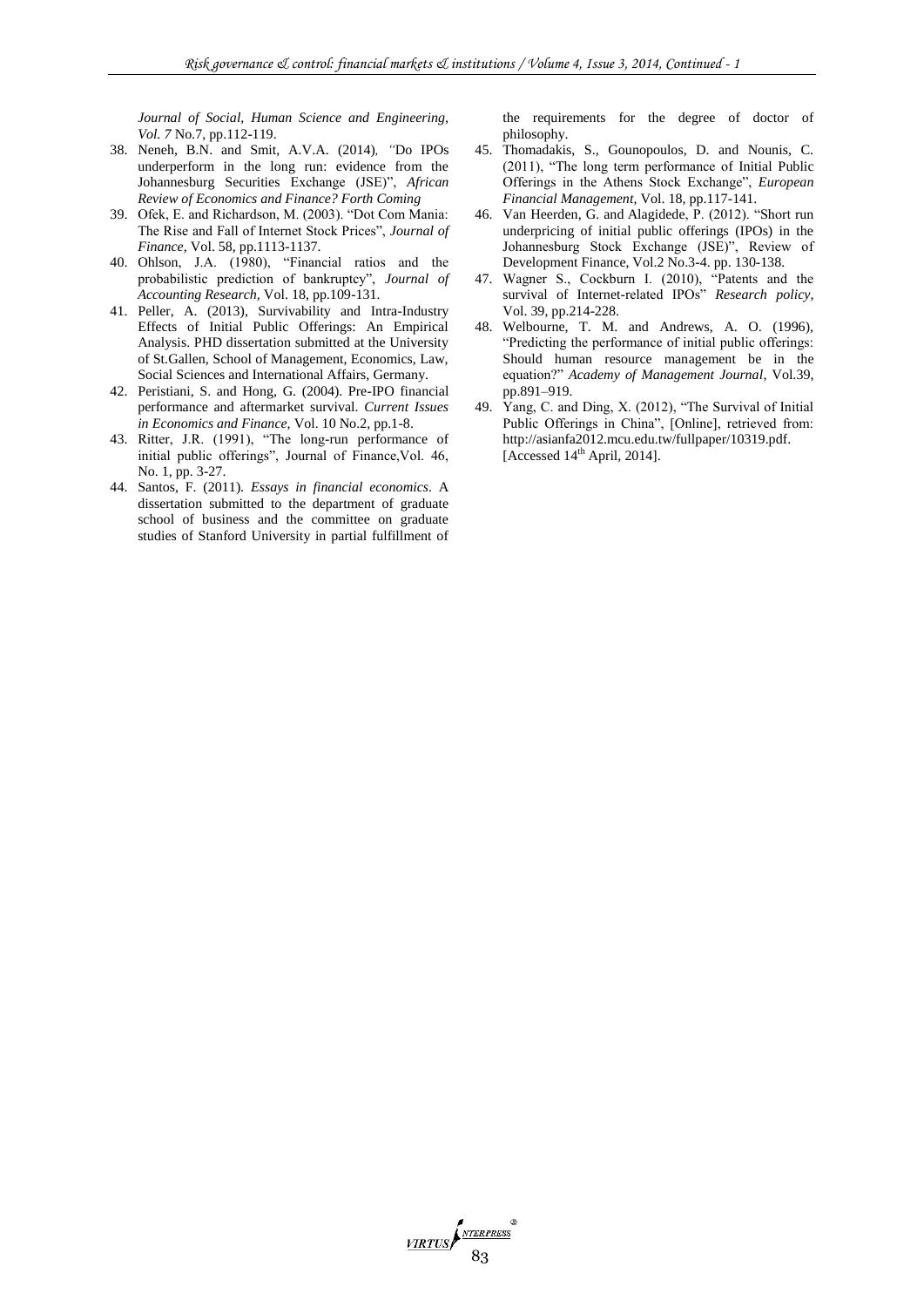*Journal of Social, Human Science and Engineering, Vol. 7* No.7, pp.112-119.

38. Neneh, B.N. and Smit, A.V.A. (2014)*, "*Do IPOs underperform in the long run: evidence from the Johannesburg Securities Exchange (JSE)", *African Review of Economics and Finance? Forth Coming*
39. Ofek, E. and Richardson, M. (2003). "Dot Com Mania: The Rise and Fall of Internet Stock Prices", *Journal of Finance,* Vol. 58, pp.1113-1137.
40. Ohlson, J.A. (1980), "Financial ratios and the probabilistic prediction of bankruptcy", *Journal of Accounting Research,* Vol. 18, pp.109-131.
41. Peller, A. (2013), Survivability and Intra-Industry Effects of Initial Public Offerings: An Empirical Analysis. PHD dissertation submitted at the University of St.Gallen, School of Management, Economics, Law, Social Sciences and International Affairs, Germany.
42. Peristiani, S. and Hong, G. (2004). Pre-IPO financial performance and aftermarket survival. *Current Issues in Economics and Finance,* Vol. 10 No.2, pp.1-8.
43. Ritter, J.R. (1991), "The long-run performance of initial public offerings", Journal of Finance,Vol. 46, No. 1, pp. 3-27.
44. Santos, F. (2011). *Essays in financial economics*. A dissertation submitted to the department of graduate school of business and the committee on graduate studies of Stanford University in partial fulfillment of the requirements for the degree of doctor of philosophy.
45. Thomadakis, S., Gounopoulos, D. and Nounis, C. (2011), "The long term performance of Initial Public Offerings in the Athens Stock Exchange", *European Financial Management,* Vol. 18, pp.117-141.
46. Van Heerden, G. and Alagidede, P. (2012). "Short run underpricing of initial public offerings (IPOs) in the Johannesburg Stock Exchange (JSE)", Review of Development Finance, Vol.2 No.3-4. pp. 130-138.
47. Wagner S., Cockburn I. (2010), "Patents and the survival of Internet-related IPOs" *Research policy,* Vol. 39, pp.214-228.
48. Welbourne, T. M. and Andrews, A. O. (1996), "Predicting the performance of initial public offerings: Should human resource management be in the equation?" *Academy of Management Journal*, Vol.39, pp.891–919.
49. Yang, C. and Ding, X. (2012), "The Survival of Initial Public Offerings in China", [Online], retrieved from: http://asianfa2012.mcu.edu.tw/fullpaper/10319.pdf. [Accessed 14th April, 2014].